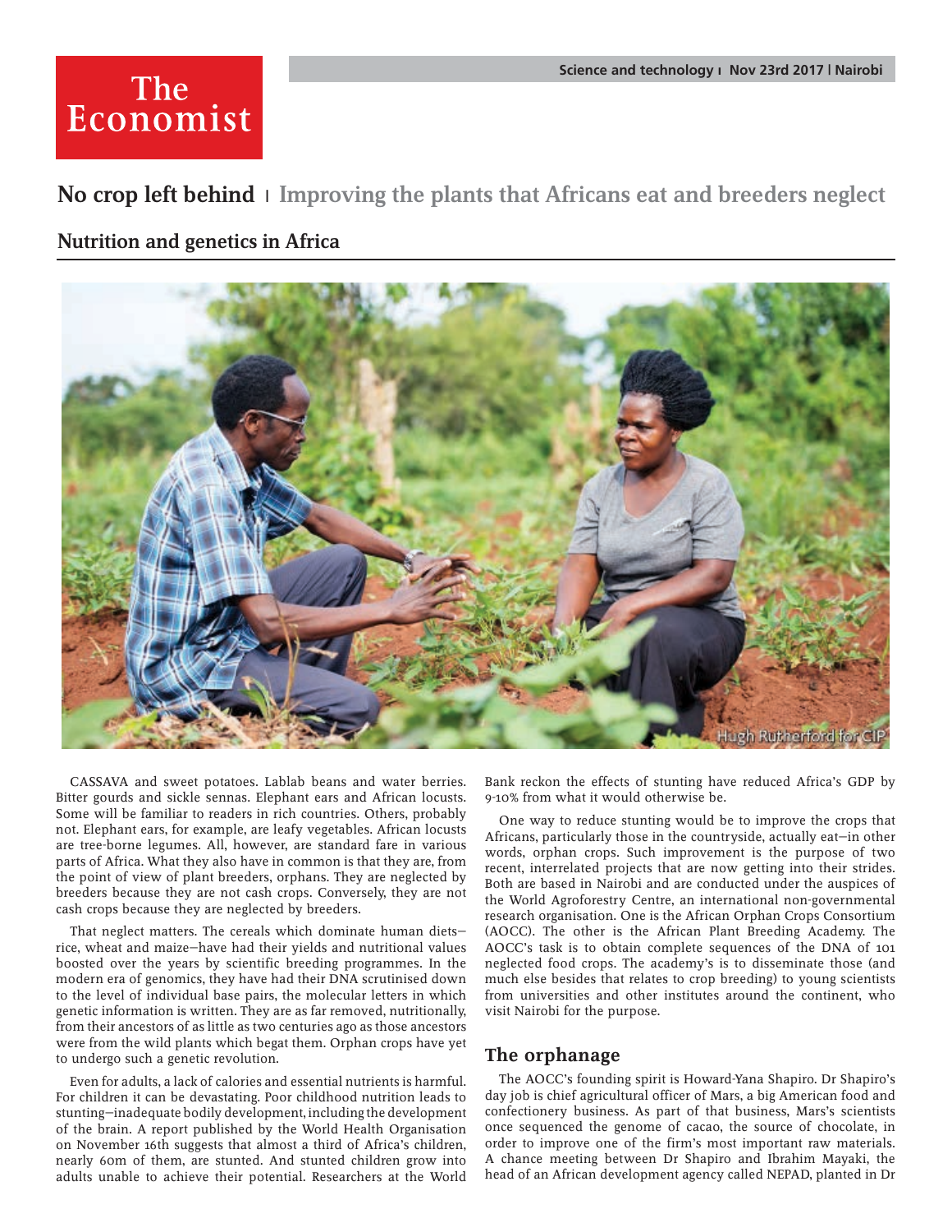# No crop left behind | Improving the plants that Africans eat and breeders neglect

## Nutrition and genetics in Africa

Hugh Rutherford for CIP

CASSAVA and sweet potatoes. Lablab beans and water berries. Bitter gourds and sickle sennas. Elephant ears and African locusts. Some will be familiar to readers in rich countries. Others, probably not. Elephant ears, for example, are leafy vegetables. African locusts are tree-borne legumes. All, however, are standard fare in various parts of Africa. What they also have in common is that they are, from the point of view of plant breeders, orphans. They are neglected by breeders because they are not cash crops. Conversely, they are not cash crops because they are neglected by breeders.

That neglect matters. The cereals which dominate human diets—rice, wheat and maize—have had their yields and nutritional values boosted over the years by scientific breeding programmes. In the modern era of genomics, they have had their DNA scrutinised down to the level of individual base pairs, the molecular letters in which genetic information is written. They are as far removed, nutritionally, from their ancestors of as little as two centuries ago as those ancestors were from the wild plants which begat them. Orphan crops have yet to undergo such a genetic revolution.

Even for adults, a lack of calories and essential nutrients is harmful. For children it can be devastating. Poor childhood nutrition leads to stunting—inadequate bodily development, including the development of the brain. A report published by the World Health Organisation on November 16th suggests that almost a third of Africa's children, nearly 60m of them, are stunted. And stunted children grow into adults unable to achieve their potential. Researchers at the World Bank reckon the effects of stunting have reduced Africa's GDP by 9-10% from what it would otherwise be.

One way to reduce stunting would be to improve the crops that Africans, particularly those in the countryside, actually eat—in other words, orphan crops. Such improvement is the purpose of two recent, interrelated projects that are now getting into their strides. Both are based in Nairobi and are conducted under the auspices of the World Agroforestry Centre, an international non-governmental research organisation. One is the African Orphan Crops Consortium (AOCC). The other is the African Plant Breeding Academy. The AOCC's task is to obtain complete sequences of the DNA of 101 neglected food crops. The academy's is to disseminate those (and much else besides that relates to crop breeding) to young scientists from universities and other institutes around the continent, who visit Nairobi for the purpose.

## The orphanage

The AOCC's founding spirit is Howard-Yana Shapiro. Dr Shapiro's day job is chief agricultural officer of Mars, a big American food and confectionery business. As part of that business, Mars's scientists once sequenced the genome of cacao, the source of chocolate, in order to improve one of the firm's most important raw materials. A chance meeting between Dr Shapiro and Ibrahim Mayaki, the head of an African development agency called NEPAD, planted in Dr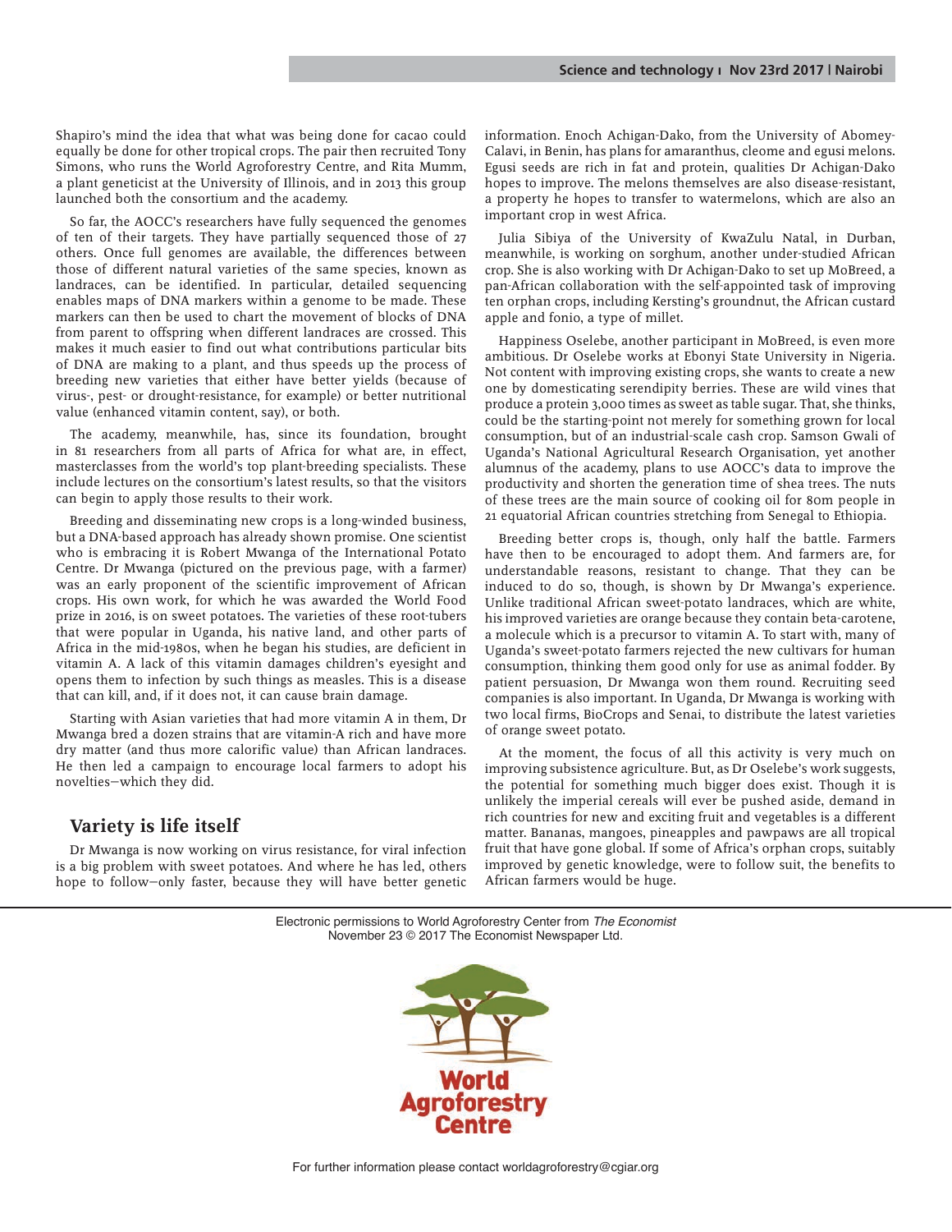Shapiro's mind the idea that what was being done for cacao could equally be done for other tropical crops. The pair then recruited Tony Simons, who runs the World Agroforestry Centre, and Rita Mumm, a plant geneticist at the University of Illinois, and in 2013 this group launched both the consortium and the academy.

So far, the AOCC's researchers have fully sequenced the genomes of ten of their targets. They have partially sequenced those of 27 others. Once full genomes are available, the differences between those of different natural varieties of the same species, known as landraces, can be identified. In particular, detailed sequencing enables maps of DNA markers within a genome to be made. These markers can then be used to chart the movement of blocks of DNA from parent to offspring when different landraces are crossed. This makes it much easier to find out what contributions particular bits of DNA are making to a plant, and thus speeds up the process of breeding new varieties that either have better yields (because of virus-, pest- or drought-resistance, for example) or better nutritional value (enhanced vitamin content, say), or both.

The academy, meanwhile, has, since its foundation, brought in 81 researchers from all parts of Africa for what are, in effect, masterclasses from the world's top plant-breeding specialists. These include lectures on the consortium's latest results, so that the visitors can begin to apply those results to their work.

Breeding and disseminating new crops is a long-winded business, but a DNA-based approach has already shown promise. One scientist who is embracing it is Robert Mwanga of the International Potato Centre. Dr Mwanga (pictured on the previous page, with a farmer) was an early proponent of the scientific improvement of African crops. His own work, for which he was awarded the World Food prize in 2016, is on sweet potatoes. The varieties of these root-tubers that were popular in Uganda, his native land, and other parts of Africa in the mid-1980s, when he began his studies, are deficient in vitamin A. A lack of this vitamin damages children's eyesight and opens them to infection by such things as measles. This is a disease that can kill, and, if it does not, it can cause brain damage.

Starting with Asian varieties that had more vitamin A in them, Dr Mwanga bred a dozen strains that are vitamin-A rich and have more dry matter (and thus more calorific value) than African landraces. He then led a campaign to encourage local farmers to adopt his novelties—which they did.

## Variety is life itself

Dr Mwanga is now working on virus resistance, for viral infection is a big problem with sweet potatoes. And where he has led, others hope to follow—only faster, because they will have better genetic information. Enoch Achigan-Dako, from the University of Abomey-Calavi, in Benin, has plans for amaranthus, cleome and egusi melons. Egusi seeds are rich in fat and protein, qualities Dr Achigan-Dako hopes to improve. The melons themselves are also disease-resistant, a property he hopes to transfer to watermelons, which are also an important crop in west Africa.

Julia Sibiya of the University of KwaZulu Natal, in Durban, meanwhile, is working on sorghum, another under-studied African crop. She is also working with Dr Achigan-Dako to set up MoBreed, a pan-African collaboration with the self-appointed task of improving ten orphan crops, including Kersting's groundnut, the African custard apple and fonio, a type of millet.

Happiness Oselebe, another participant in MoBreed, is even more ambitious. Dr Oselebe works at Ebonyi State University in Nigeria. Not content with improving existing crops, she wants to create a new one by domesticating serendipity berries. These are wild vines that produce a protein 3,000 times as sweet as table sugar. That, she thinks, could be the starting-point not merely for something grown for local consumption, but of an industrial-scale cash crop. Samson Gwali of Uganda's National Agricultural Research Organisation, yet another alumnus of the academy, plans to use AOCC's data to improve the productivity and shorten the generation time of shea trees. The nuts of these trees are the main source of cooking oil for 80m people in 21 equatorial African countries stretching from Senegal to Ethiopia.

Breeding better crops is, though, only half the battle. Farmers have then to be encouraged to adopt them. And farmers are, for understandable reasons, resistant to change. That they can be induced to do so, though, is shown by Dr Mwanga's experience. Unlike traditional African sweet-potato landraces, which are white, his improved varieties are orange because they contain beta-carotene, a molecule which is a precursor to vitamin A. To start with, many of Uganda's sweet-potato farmers rejected the new cultivars for human consumption, thinking them good only for use as animal fodder. By patient persuasion, Dr Mwanga won them round. Recruiting seed companies is also important. In Uganda, Dr Mwanga is working with two local firms, BioCrops and Senai, to distribute the latest varieties of orange sweet potato.

At the moment, the focus of all this activity is very much on improving subsistence agriculture. But, as Dr Oselebe's work suggests, the potential for something much bigger does exist. Though it is unlikely the imperial cereals will ever be pushed aside, demand in rich countries for new and exciting fruit and vegetables is a different matter. Bananas, mangoes, pineapples and pawpaws are all tropical fruit that have gone global. If some of Africa's orphan crops, suitably improved by genetic knowledge, were to follow suit, the benefits to African farmers would be huge.

Electronic permissions to World Agroforestry Center from *The Economist* November 23 © 2017 The Economist Newspaper Ltd.

World Agroforestry Centre

For further information please contact worldagroforestry@cgiar.org